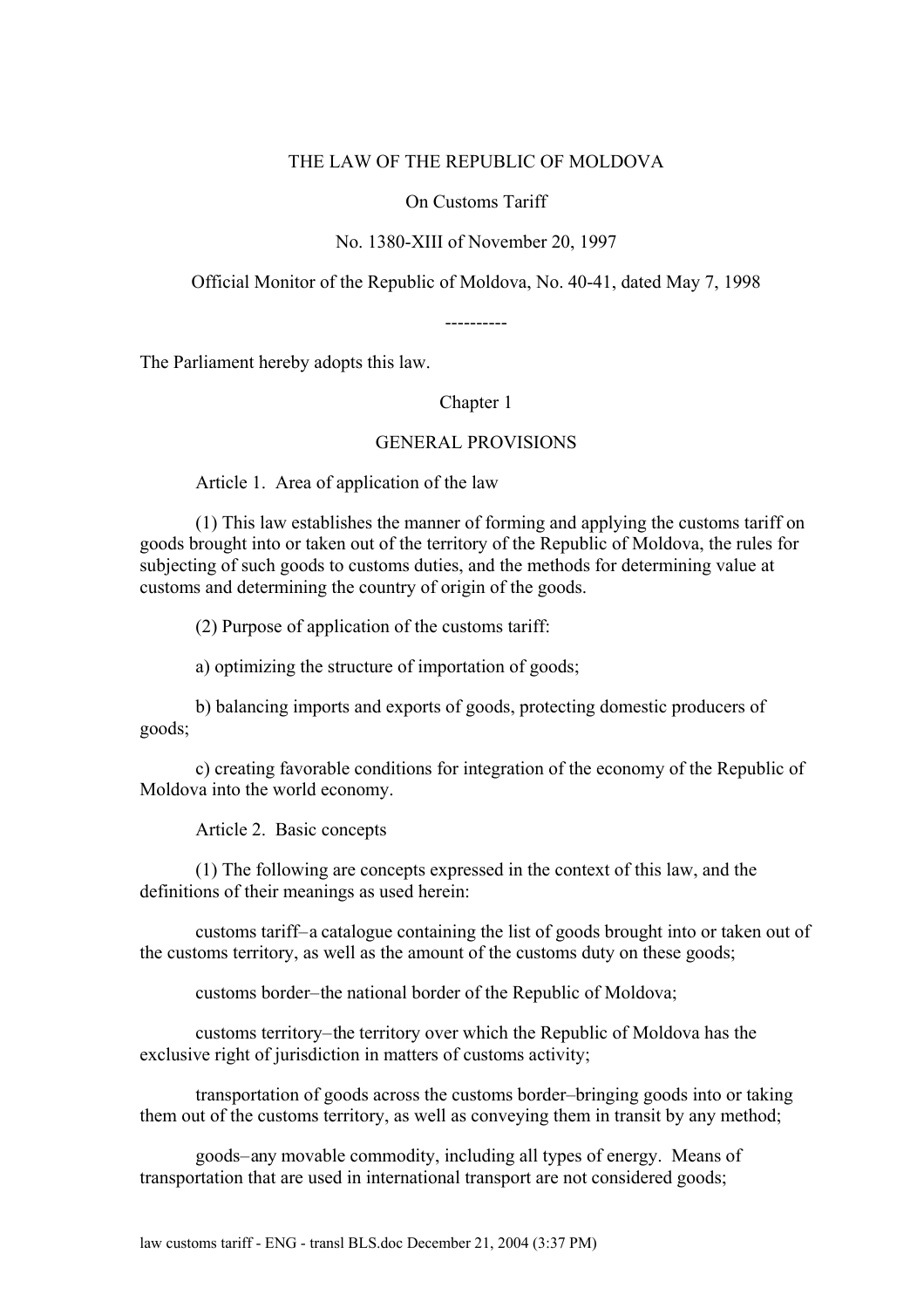# THE LAW OF THE REPUBLIC OF MOLDOVA

## On Customs Tariff

No. 1380-XIII of November 20, 1997

Official Monitor of the Republic of Moldova, No. 40-41, dated May 7, 1998

----------

The Parliament hereby adopts this law.

## Chapter 1

## GENERAL PROVISIONS

### Article 1. Area of application of the law

(1) This law establishes the manner of forming and applying the customs tariff on goods brought into or taken out of the territory of the Republic of Moldova, the rules for subjecting of such goods to customs duties, and the methods for determining value at customs and determining the country of origin of the goods.

(2) Purpose of application of the customs tariff:

a) optimizing the structure of importation of goods;

b) balancing imports and exports of goods, protecting domestic producers of goods;

c) creating favorable conditions for integration of the economy of the Republic of Moldova into the world economy.

### Article 2. Basic concepts

(1) The following are concepts expressed in the context of this law, and the definitions of their meanings as used herein:

customs tariff–a catalogue containing the list of goods brought into or taken out of the customs territory, as well as the amount of the customs duty on these goods;

customs border–the national border of the Republic of Moldova;

customs territory–the territory over which the Republic of Moldova has the exclusive right of jurisdiction in matters of customs activity;

transportation of goods across the customs border–bringing goods into or taking them out of the customs territory, as well as conveying them in transit by any method;

goods–any movable commodity, including all types of energy. Means of transportation that are used in international transport are not considered goods;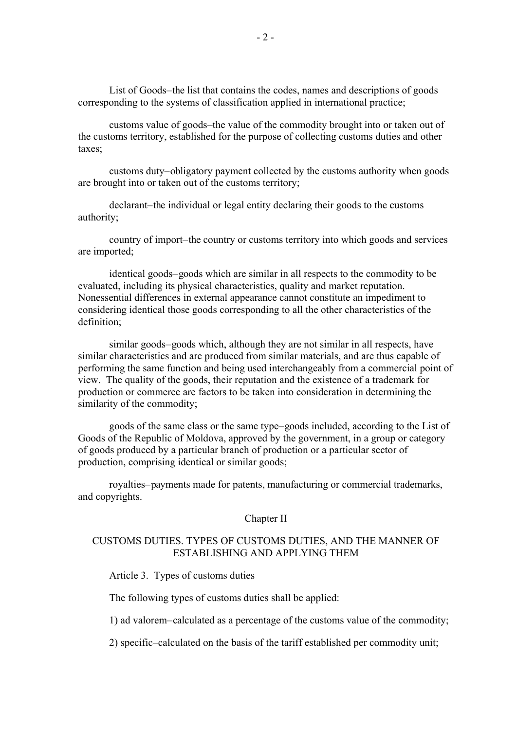List of Goods–the list that contains the codes, names and descriptions of goods corresponding to the systems of classification applied in international practice;

customs value of goods–the value of the commodity brought into or taken out of the customs territory, established for the purpose of collecting customs duties and other taxes;

customs duty–obligatory payment collected by the customs authority when goods are brought into or taken out of the customs territory;

declarant–the individual or legal entity declaring their goods to the customs authority;

country of import–the country or customs territory into which goods and services are imported;

identical goods–goods which are similar in all respects to the commodity to be evaluated, including its physical characteristics, quality and market reputation. Nonessential differences in external appearance cannot constitute an impediment to considering identical those goods corresponding to all the other characteristics of the definition;

similar goods–goods which, although they are not similar in all respects, have similar characteristics and are produced from similar materials, and are thus capable of performing the same function and being used interchangeably from a commercial point of view. The quality of the goods, their reputation and the existence of a trademark for production or commerce are factors to be taken into consideration in determining the similarity of the commodity;

goods of the same class or the same type–goods included, according to the List of Goods of the Republic of Moldova, approved by the government, in a group or category of goods produced by a particular branch of production or a particular sector of production, comprising identical or similar goods;

royalties–payments made for patents, manufacturing or commercial trademarks, and copyrights.

## Chapter II

## CUSTOMS DUTIES. TYPES OF CUSTOMS DUTIES, AND THE MANNER OF ESTABLISHING AND APPLYING THEM

### Article 3. Types of customs duties

The following types of customs duties shall be applied:

1) ad valorem–calculated as a percentage of the customs value of the commodity;

2) specific–calculated on the basis of the tariff established per commodity unit;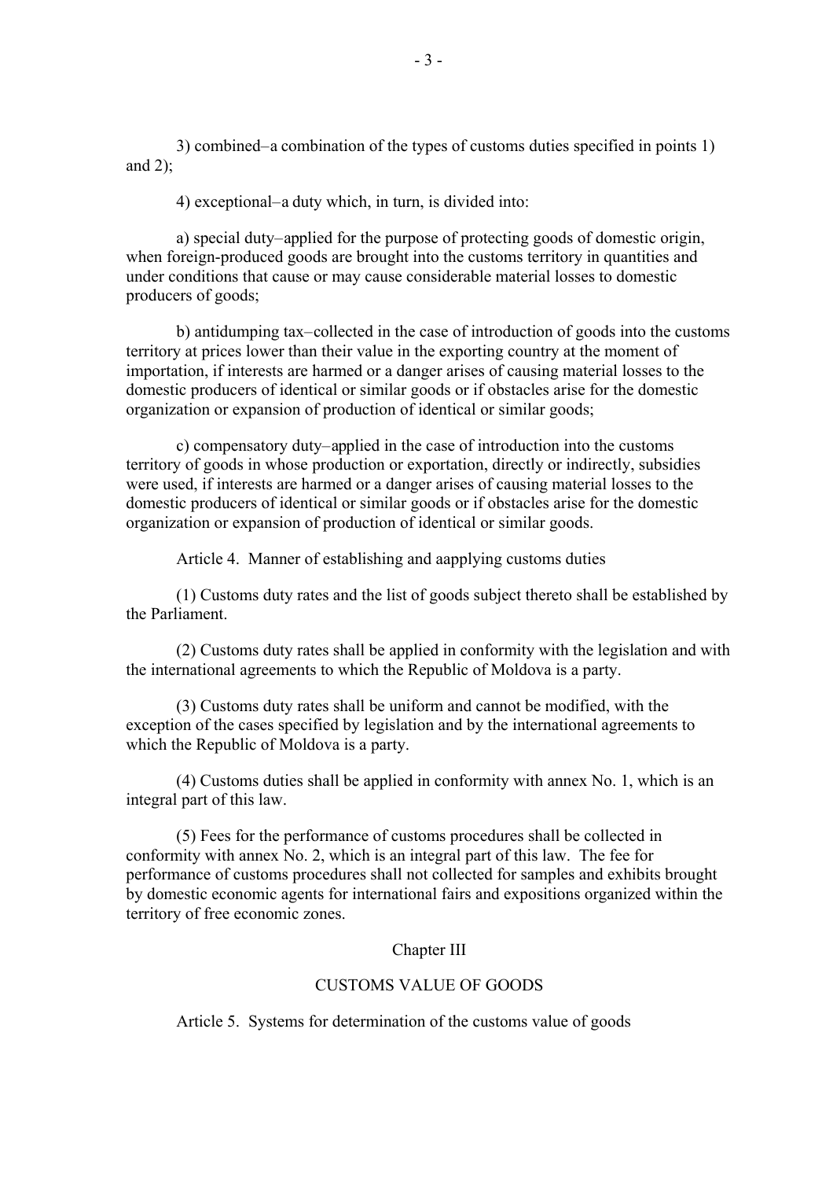3) combined–a combination of the types of customs duties specified in points 1) and 2);

4) exceptional–a duty which, in turn, is divided into:

a) special duty–applied for the purpose of protecting goods of domestic origin, when foreign-produced goods are brought into the customs territory in quantities and under conditions that cause or may cause considerable material losses to domestic producers of goods;

b) antidumping tax–collected in the case of introduction of goods into the customs territory at prices lower than their value in the exporting country at the moment of importation, if interests are harmed or a danger arises of causing material losses to the domestic producers of identical or similar goods or if obstacles arise for the domestic organization or expansion of production of identical or similar goods;

c) compensatory duty–applied in the case of introduction into the customs territory of goods in whose production or exportation, directly or indirectly, subsidies were used, if interests are harmed or a danger arises of causing material losses to the domestic producers of identical or similar goods or if obstacles arise for the domestic organization or expansion of production of identical or similar goods.

Article 4. Manner of establishing and aapplying customs duties

(1) Customs duty rates and the list of goods subject thereto shall be established by the Parliament.

(2) Customs duty rates shall be applied in conformity with the legislation and with the international agreements to which the Republic of Moldova is a party.

(3) Customs duty rates shall be uniform and cannot be modified, with the exception of the cases specified by legislation and by the international agreements to which the Republic of Moldova is a party.

(4) Customs duties shall be applied in conformity with annex No. 1, which is an integral part of this law.

(5) Fees for the performance of customs procedures shall be collected in conformity with annex No. 2, which is an integral part of this law. The fee for performance of customs procedures shall not collected for samples and exhibits brought by domestic economic agents for international fairs and expositions organized within the territory of free economic zones.

## Chapter III

## CUSTOMS VALUE OF GOODS

Article 5. Systems for determination of the customs value of goods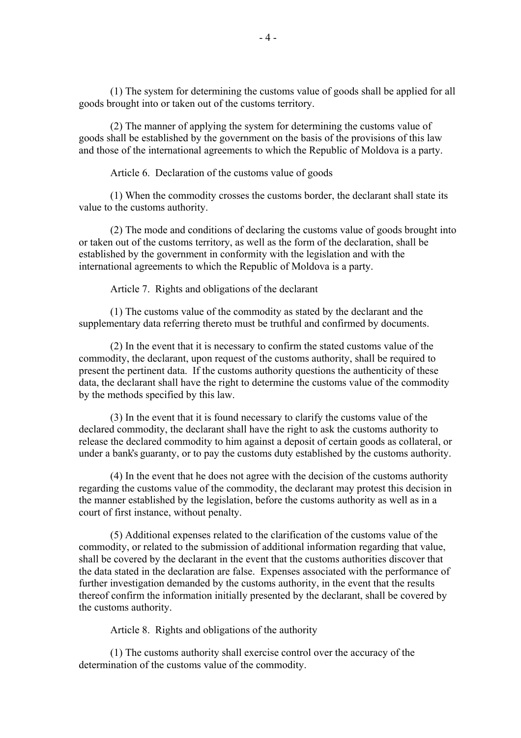(1) The system for determining the customs value of goods shall be applied for all goods brought into or taken out of the customs territory.

(2) The manner of applying the system for determining the customs value of goods shall be established by the government on the basis of the provisions of this law and those of the international agreements to which the Republic of Moldova is a party.

Article 6. Declaration of the customs value of goods

(1) When the commodity crosses the customs border, the declarant shall state its value to the customs authority.

(2) The mode and conditions of declaring the customs value of goods brought into or taken out of the customs territory, as well as the form of the declaration, shall be established by the government in conformity with the legislation and with the international agreements to which the Republic of Moldova is a party.

Article 7. Rights and obligations of the declarant

(1) The customs value of the commodity as stated by the declarant and the supplementary data referring thereto must be truthful and confirmed by documents.

(2) In the event that it is necessary to confirm the stated customs value of the commodity, the declarant, upon request of the customs authority, shall be required to present the pertinent data. If the customs authority questions the authenticity of these data, the declarant shall have the right to determine the customs value of the commodity by the methods specified by this law.

(3) In the event that it is found necessary to clarify the customs value of the declared commodity, the declarant shall have the right to ask the customs authority to release the declared commodity to him against a deposit of certain goods as collateral, or under a bank's guaranty, or to pay the customs duty established by the customs authority.

(4) In the event that he does not agree with the decision of the customs authority regarding the customs value of the commodity, the declarant may protest this decision in the manner established by the legislation, before the customs authority as well as in a court of first instance, without penalty.

(5) Additional expenses related to the clarification of the customs value of the commodity, or related to the submission of additional information regarding that value, shall be covered by the declarant in the event that the customs authorities discover that the data stated in the declaration are false. Expenses associated with the performance of further investigation demanded by the customs authority, in the event that the results thereof confirm the information initially presented by the declarant, shall be covered by the customs authority.

Article 8. Rights and obligations of the authority

(1) The customs authority shall exercise control over the accuracy of the determination of the customs value of the commodity.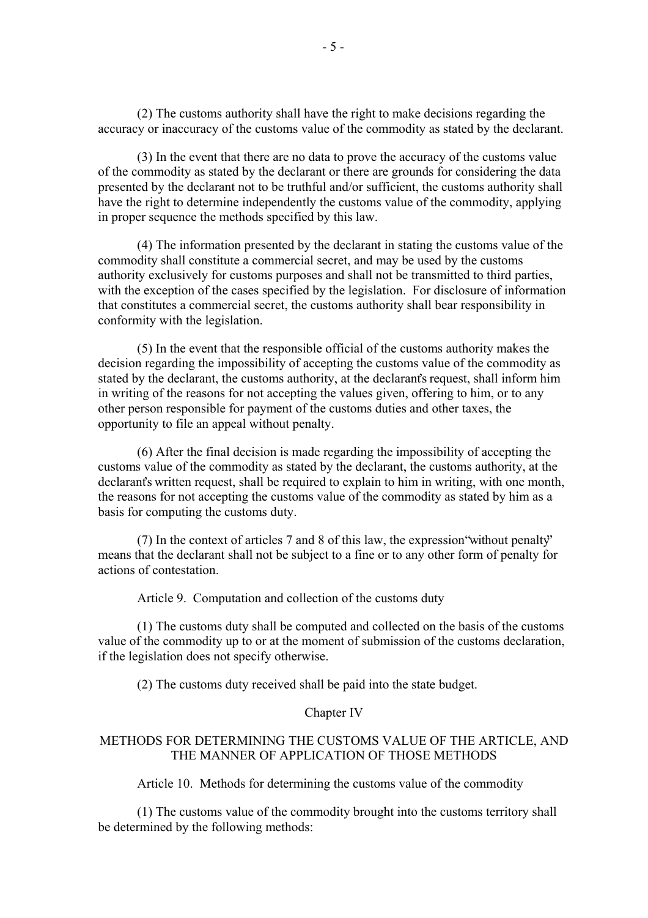(2) The customs authority shall have the right to make decisions regarding the accuracy or inaccuracy of the customs value of the commodity as stated by the declarant.

(3) In the event that there are no data to prove the accuracy of the customs value of the commodity as stated by the declarant or there are grounds for considering the data presented by the declarant not to be truthful and/or sufficient, the customs authority shall have the right to determine independently the customs value of the commodity, applying in proper sequence the methods specified by this law.

(4) The information presented by the declarant in stating the customs value of the commodity shall constitute a commercial secret, and may be used by the customs authority exclusively for customs purposes and shall not be transmitted to third parties, with the exception of the cases specified by the legislation. For disclosure of information that constitutes a commercial secret, the customs authority shall bear responsibility in conformity with the legislation.

(5) In the event that the responsible official of the customs authority makes the decision regarding the impossibility of accepting the customs value of the commodity as stated by the declarant, the customs authority, at the declarant's request, shall inform him in writing of the reasons for not accepting the values given, offering to him, or to any other person responsible for payment of the customs duties and other taxes, the opportunity to file an appeal without penalty.

(6) After the final decision is made regarding the impossibility of accepting the customs value of the commodity as stated by the declarant, the customs authority, at the declarant's written request, shall be required to explain to him in writing, with one month, the reasons for not accepting the customs value of the commodity as stated by him as a basis for computing the customs duty.

(7) In the context of articles 7 and 8 of this law, the expression "without penalty" means that the declarant shall not be subject to a fine or to any other form of penalty for actions of contestation.

Article 9. Computation and collection of the customs duty

(1) The customs duty shall be computed and collected on the basis of the customs value of the commodity up to or at the moment of submission of the customs declaration, if the legislation does not specify otherwise.

(2) The customs duty received shall be paid into the state budget.

## Chapter IV

## METHODS FOR DETERMINING THE CUSTOMS VALUE OF THE ARTICLE, AND THE MANNER OF APPLICATION OF THOSE METHODS

Article 10. Methods for determining the customs value of the commodity

(1) The customs value of the commodity brought into the customs territory shall be determined by the following methods: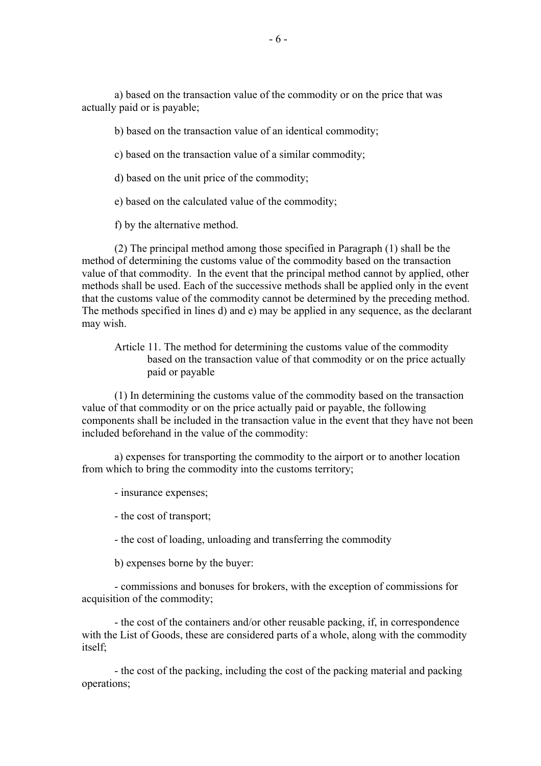a) based on the transaction value of the commodity or on the price that was actually paid or is payable;

b) based on the transaction value of an identical commodity;

c) based on the transaction value of a similar commodity;

d) based on the unit price of the commodity;

e) based on the calculated value of the commodity;

f) by the alternative method.

(2) The principal method among those specified in Paragraph (1) shall be the method of determining the customs value of the commodity based on the transaction value of that commodity. In the event that the principal method cannot by applied, other methods shall be used. Each of the successive methods shall be applied only in the event that the customs value of the commodity cannot be determined by the preceding method. The methods specified in lines d) and e) may be applied in any sequence, as the declarant may wish.

### Article 11. The method for determining the customs value of the commodity based on the transaction value of that commodity or on the price actually paid or payable

(1) In determining the customs value of the commodity based on the transaction value of that commodity or on the price actually paid or payable, the following components shall be included in the transaction value in the event that they have not been included beforehand in the value of the commodity:

a) expenses for transporting the commodity to the airport or to another location from which to bring the commodity into the customs territory;

- insurance expenses;

- the cost of transport;

- the cost of loading, unloading and transferring the commodity

b) expenses borne by the buyer:

- commissions and bonuses for brokers, with the exception of commissions for acquisition of the commodity;

- the cost of the containers and/or other reusable packing, if, in correspondence with the List of Goods, these are considered parts of a whole, along with the commodity itself;

- the cost of the packing, including the cost of the packing material and packing operations;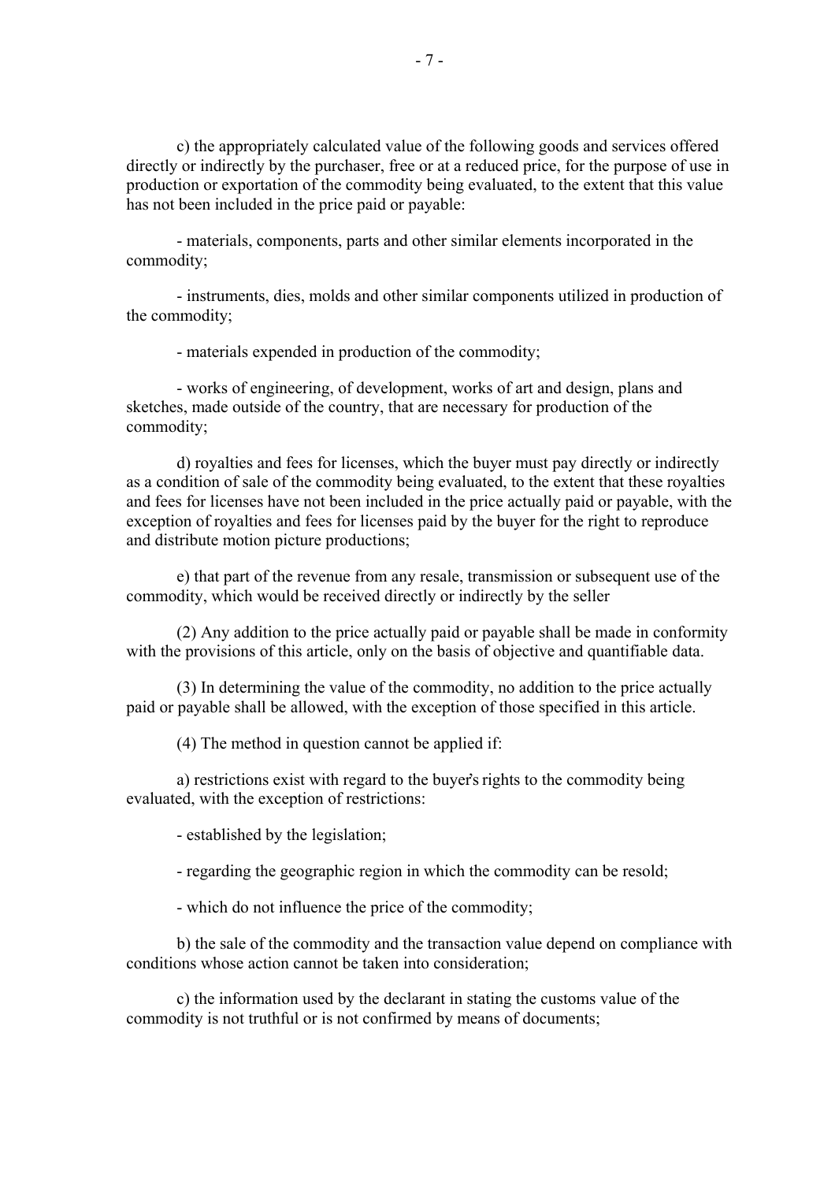c) the appropriately calculated value of the following goods and services offered directly or indirectly by the purchaser, free or at a reduced price, for the purpose of use in production or exportation of the commodity being evaluated, to the extent that this value has not been included in the price paid or payable:

- materials, components, parts and other similar elements incorporated in the commodity;

- instruments, dies, molds and other similar components utilized in production of the commodity;

- materials expended in production of the commodity;

- works of engineering, of development, works of art and design, plans and sketches, made outside of the country, that are necessary for production of the commodity;

d) royalties and fees for licenses, which the buyer must pay directly or indirectly as a condition of sale of the commodity being evaluated, to the extent that these royalties and fees for licenses have not been included in the price actually paid or payable, with the exception of royalties and fees for licenses paid by the buyer for the right to reproduce and distribute motion picture productions;

e) that part of the revenue from any resale, transmission or subsequent use of the commodity, which would be received directly or indirectly by the seller

(2) Any addition to the price actually paid or payable shall be made in conformity with the provisions of this article, only on the basis of objective and quantifiable data.

(3) In determining the value of the commodity, no addition to the price actually paid or payable shall be allowed, with the exception of those specified in this article.

(4) The method in question cannot be applied if:

a) restrictions exist with regard to the buyer's rights to the commodity being evaluated, with the exception of restrictions:

- established by the legislation;

- regarding the geographic region in which the commodity can be resold;

- which do not influence the price of the commodity;

b) the sale of the commodity and the transaction value depend on compliance with conditions whose action cannot be taken into consideration;

c) the information used by the declarant in stating the customs value of the commodity is not truthful or is not confirmed by means of documents;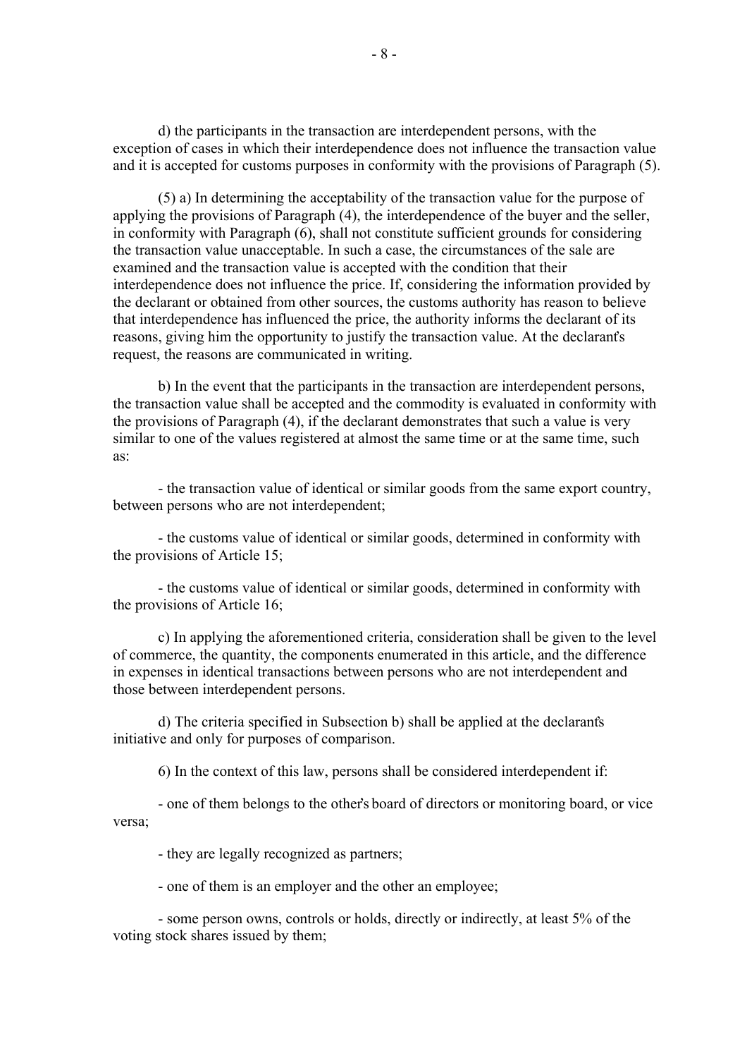d) the participants in the transaction are interdependent persons, with the exception of cases in which their interdependence does not influence the transaction value and it is accepted for customs purposes in conformity with the provisions of Paragraph (5).

(5) a) In determining the acceptability of the transaction value for the purpose of applying the provisions of Paragraph (4), the interdependence of the buyer and the seller, in conformity with Paragraph (6), shall not constitute sufficient grounds for considering the transaction value unacceptable. In such a case, the circumstances of the sale are examined and the transaction value is accepted with the condition that their interdependence does not influence the price. If, considering the information provided by the declarant or obtained from other sources, the customs authority has reason to believe that interdependence has influenced the price, the authority informs the declarant of its reasons, giving him the opportunity to justify the transaction value. At the declarant's request, the reasons are communicated in writing.

b) In the event that the participants in the transaction are interdependent persons, the transaction value shall be accepted and the commodity is evaluated in conformity with the provisions of Paragraph (4), if the declarant demonstrates that such a value is very similar to one of the values registered at almost the same time or at the same time, such as:

- the transaction value of identical or similar goods from the same export country, between persons who are not interdependent;

- the customs value of identical or similar goods, determined in conformity with the provisions of Article 15;

- the customs value of identical or similar goods, determined in conformity with the provisions of Article 16;

c) In applying the aforementioned criteria, consideration shall be given to the level of commerce, the quantity, the components enumerated in this article, and the difference in expenses in identical transactions between persons who are not interdependent and those between interdependent persons.

d) The criteria specified in Subsection b) shall be applied at the declarant's initiative and only for purposes of comparison.

6) In the context of this law, persons shall be considered interdependent if:

- one of them belongs to the other's board of directors or monitoring board, or vice versa;

- they are legally recognized as partners;

- one of them is an employer and the other an employee;

- some person owns, controls or holds, directly or indirectly, at least 5% of the voting stock shares issued by them;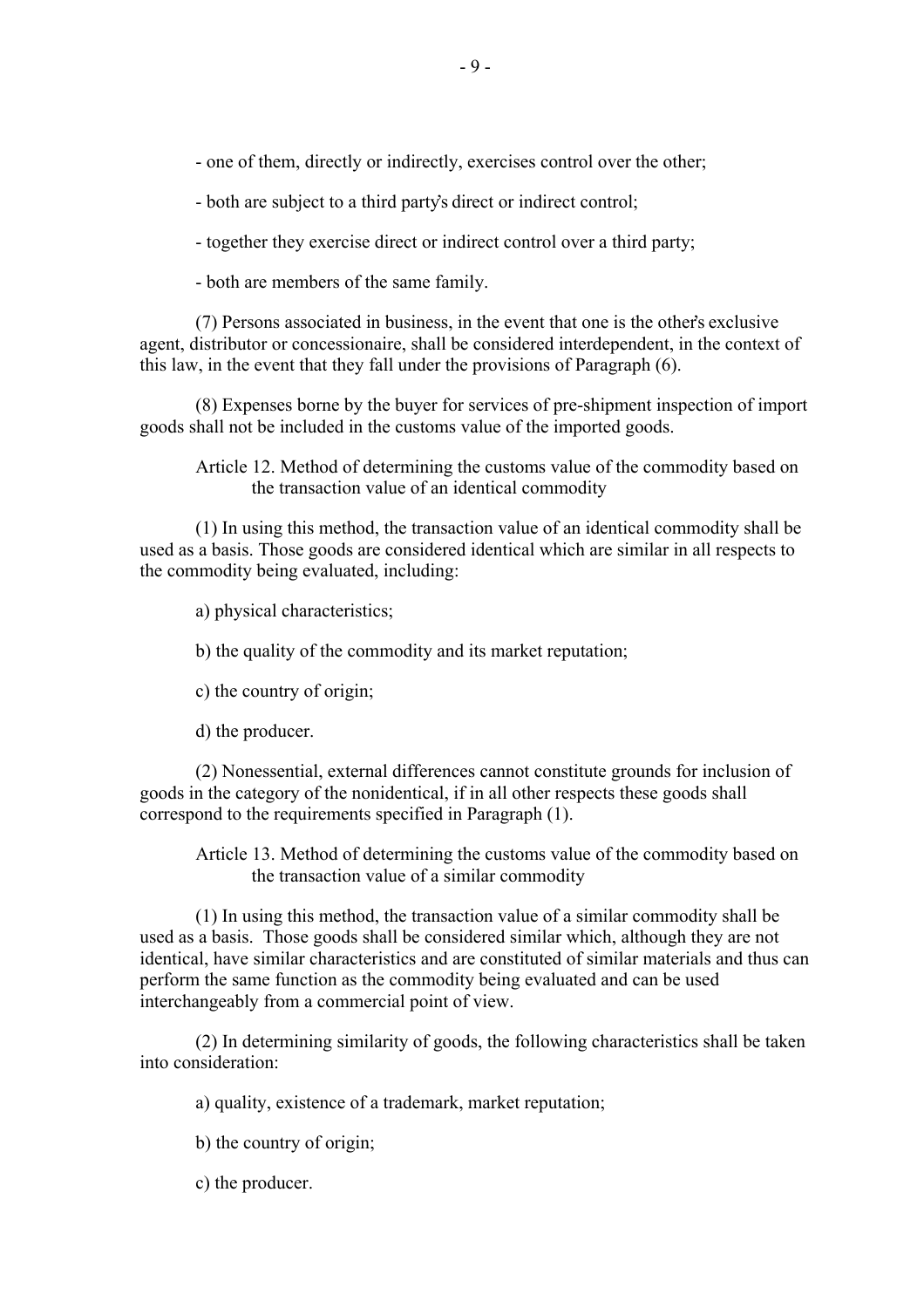- one of them, directly or indirectly, exercises control over the other;

- both are subject to a third party's direct or indirect control;

- together they exercise direct or indirect control over a third party;

- both are members of the same family.

(7) Persons associated in business, in the event that one is the other's exclusive agent, distributor or concessionaire, shall be considered interdependent, in the context of this law, in the event that they fall under the provisions of Paragraph (6).

(8) Expenses borne by the buyer for services of pre-shipment inspection of import goods shall not be included in the customs value of the imported goods.

### Article 12. Method of determining the customs value of the commodity based on the transaction value of an identical commodity

(1) In using this method, the transaction value of an identical commodity shall be used as a basis. Those goods are considered identical which are similar in all respects to the commodity being evaluated, including:

a) physical characteristics;

b) the quality of the commodity and its market reputation;

c) the country of origin;

d) the producer.

(2) Nonessential, external differences cannot constitute grounds for inclusion of goods in the category of the nonidentical, if in all other respects these goods shall correspond to the requirements specified in Paragraph (1).

### Article 13. Method of determining the customs value of the commodity based on the transaction value of a similar commodity

(1) In using this method, the transaction value of a similar commodity shall be used as a basis. Those goods shall be considered similar which, although they are not identical, have similar characteristics and are constituted of similar materials and thus can perform the same function as the commodity being evaluated and can be used interchangeably from a commercial point of view.

(2) In determining similarity of goods, the following characteristics shall be taken into consideration:

a) quality, existence of a trademark, market reputation;

b) the country of origin;

c) the producer.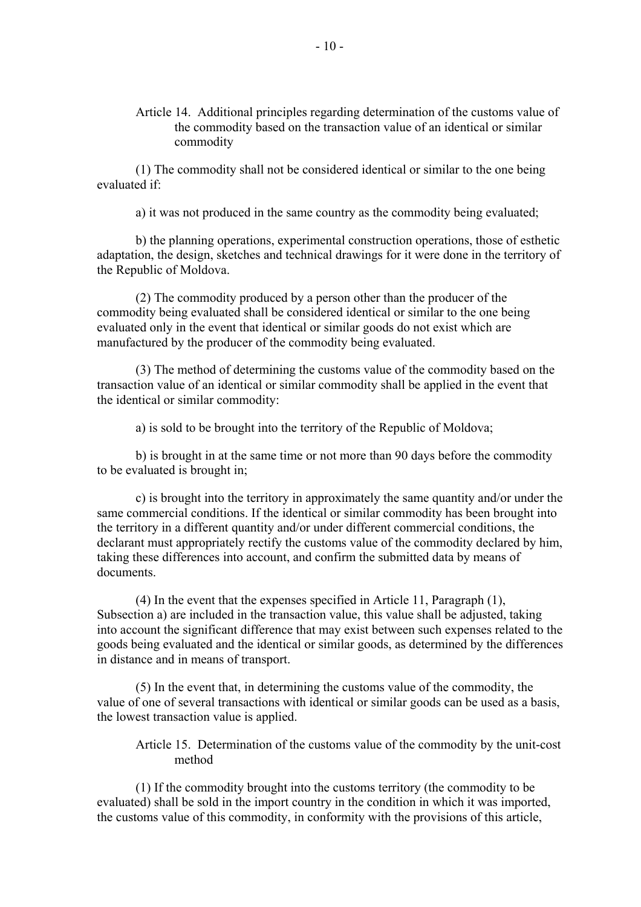### Article 14. Additional principles regarding determination of the customs value of the commodity based on the transaction value of an identical or similar commodity

(1) The commodity shall not be considered identical or similar to the one being evaluated if:

a) it was not produced in the same country as the commodity being evaluated;

b) the planning operations, experimental construction operations, those of esthetic adaptation, the design, sketches and technical drawings for it were done in the territory of the Republic of Moldova.

(2) The commodity produced by a person other than the producer of the commodity being evaluated shall be considered identical or similar to the one being evaluated only in the event that identical or similar goods do not exist which are manufactured by the producer of the commodity being evaluated.

(3) The method of determining the customs value of the commodity based on the transaction value of an identical or similar commodity shall be applied in the event that the identical or similar commodity:

a) is sold to be brought into the territory of the Republic of Moldova;

b) is brought in at the same time or not more than 90 days before the commodity to be evaluated is brought in;

c) is brought into the territory in approximately the same quantity and/or under the same commercial conditions. If the identical or similar commodity has been brought into the territory in a different quantity and/or under different commercial conditions, the declarant must appropriately rectify the customs value of the commodity declared by him, taking these differences into account, and confirm the submitted data by means of documents.

(4) In the event that the expenses specified in Article 11, Paragraph (1), Subsection a) are included in the transaction value, this value shall be adjusted, taking into account the significant difference that may exist between such expenses related to the goods being evaluated and the identical or similar goods, as determined by the differences in distance and in means of transport.

(5) In the event that, in determining the customs value of the commodity, the value of one of several transactions with identical or similar goods can be used as a basis, the lowest transaction value is applied.

### Article 15. Determination of the customs value of the commodity by the unit-cost method

(1) If the commodity brought into the customs territory (the commodity to be evaluated) shall be sold in the import country in the condition in which it was imported, the customs value of this commodity, in conformity with the provisions of this article,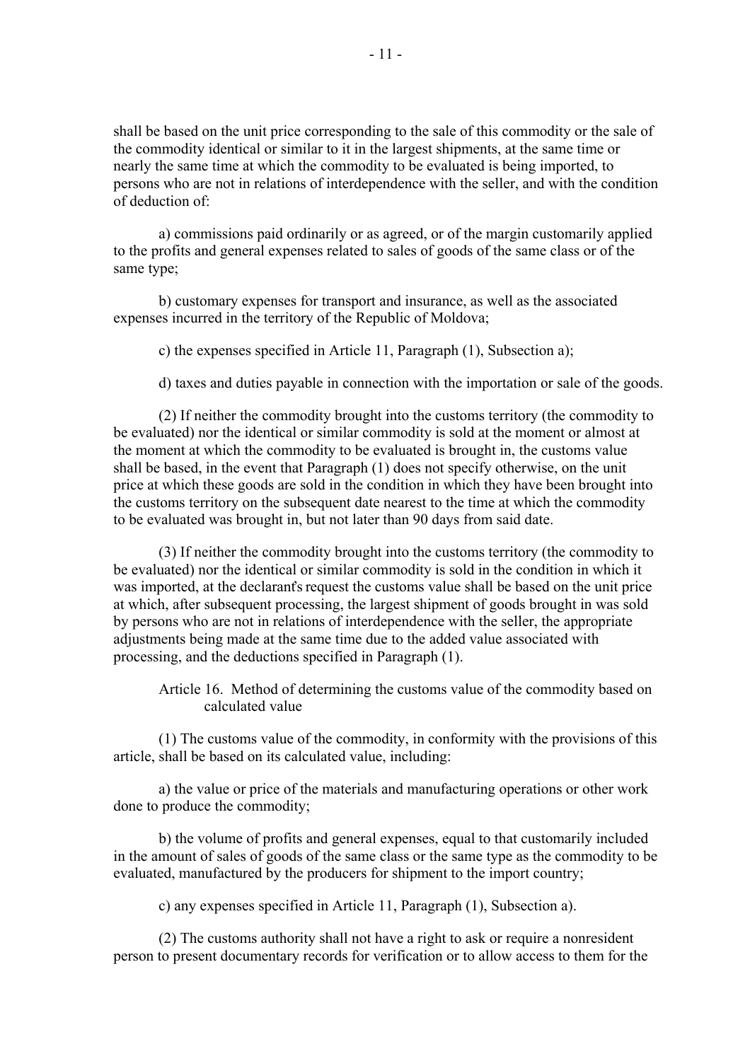shall be based on the unit price corresponding to the sale of this commodity or the sale of the commodity identical or similar to it in the largest shipments, at the same time or nearly the same time at which the commodity to be evaluated is being imported, to persons who are not in relations of interdependence with the seller, and with the condition of deduction of:

a) commissions paid ordinarily or as agreed, or of the margin customarily applied to the profits and general expenses related to sales of goods of the same class or of the same type;

b) customary expenses for transport and insurance, as well as the associated expenses incurred in the territory of the Republic of Moldova;

c) the expenses specified in Article 11, Paragraph (1), Subsection a);

d) taxes and duties payable in connection with the importation or sale of the goods.

(2) If neither the commodity brought into the customs territory (the commodity to be evaluated) nor the identical or similar commodity is sold at the moment or almost at the moment at which the commodity to be evaluated is brought in, the customs value shall be based, in the event that Paragraph (1) does not specify otherwise, on the unit price at which these goods are sold in the condition in which they have been brought into the customs territory on the subsequent date nearest to the time at which the commodity to be evaluated was brought in, but not later than 90 days from said date.

(3) If neither the commodity brought into the customs territory (the commodity to be evaluated) nor the identical or similar commodity is sold in the condition in which it was imported, at the declarant's request the customs value shall be based on the unit price at which, after subsequent processing, the largest shipment of goods brought in was sold by persons who are not in relations of interdependence with the seller, the appropriate adjustments being made at the same time due to the added value associated with processing, and the deductions specified in Paragraph (1).

### Article 16. Method of determining the customs value of the commodity based on calculated value

(1) The customs value of the commodity, in conformity with the provisions of this article, shall be based on its calculated value, including:

a) the value or price of the materials and manufacturing operations or other work done to produce the commodity;

b) the volume of profits and general expenses, equal to that customarily included in the amount of sales of goods of the same class or the same type as the commodity to be evaluated, manufactured by the producers for shipment to the import country;

c) any expenses specified in Article 11, Paragraph (1), Subsection a).

(2) The customs authority shall not have a right to ask or require a nonresident person to present documentary records for verification or to allow access to them for the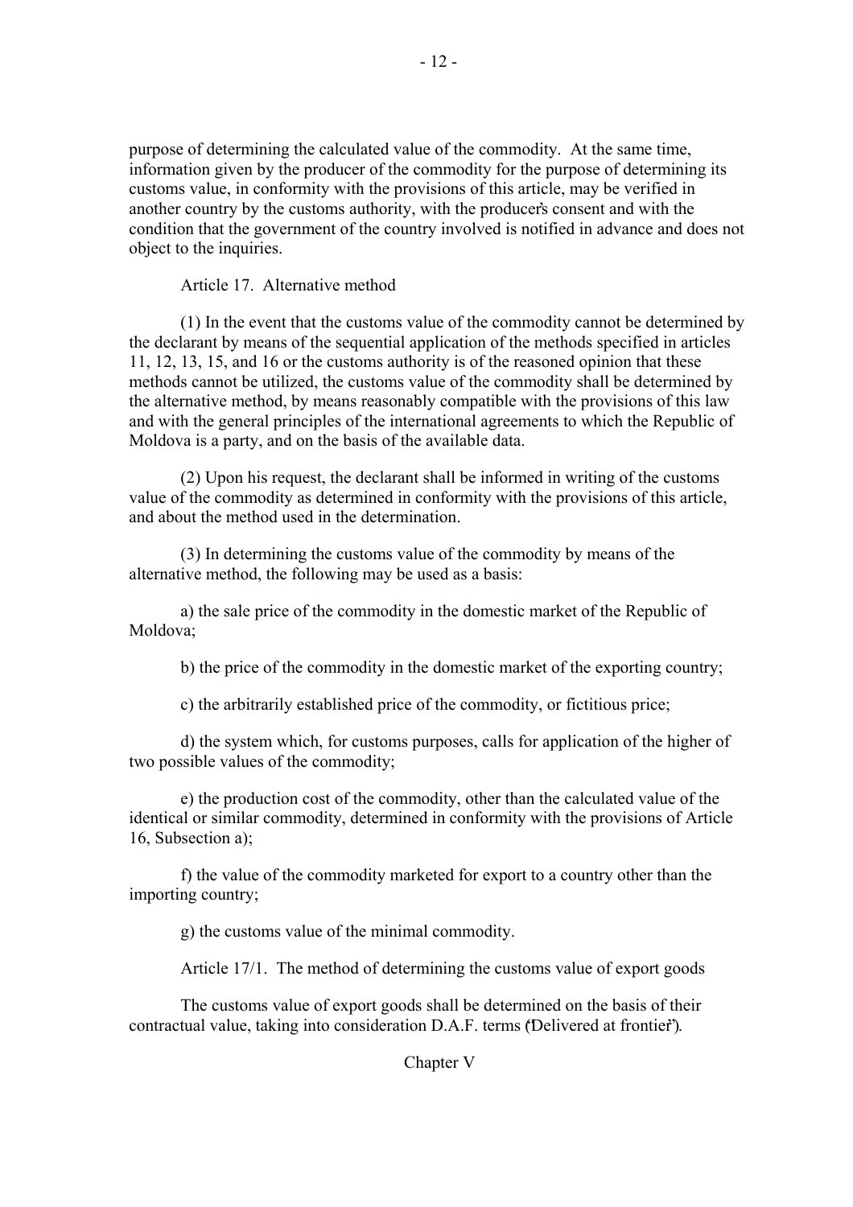purpose of determining the calculated value of the commodity. At the same time, information given by the producer of the commodity for the purpose of determining its customs value, in conformity with the provisions of this article, may be verified in another country by the customs authority, with the producer's consent and with the condition that the government of the country involved is notified in advance and does not object to the inquiries.

Article 17. Alternative method

(1) In the event that the customs value of the commodity cannot be determined by the declarant by means of the sequential application of the methods specified in articles 11, 12, 13, 15, and 16 or the customs authority is of the reasoned opinion that these methods cannot be utilized, the customs value of the commodity shall be determined by the alternative method, by means reasonably compatible with the provisions of this law and with the general principles of the international agreements to which the Republic of Moldova is a party, and on the basis of the available data.

(2) Upon his request, the declarant shall be informed in writing of the customs value of the commodity as determined in conformity with the provisions of this article, and about the method used in the determination.

(3) In determining the customs value of the commodity by means of the alternative method, the following may be used as a basis:

a) the sale price of the commodity in the domestic market of the Republic of Moldova;

b) the price of the commodity in the domestic market of the exporting country;

c) the arbitrarily established price of the commodity, or fictitious price;

d) the system which, for customs purposes, calls for application of the higher of two possible values of the commodity;

e) the production cost of the commodity, other than the calculated value of the identical or similar commodity, determined in conformity with the provisions of Article 16, Subsection a);

f) the value of the commodity marketed for export to a country other than the importing country;

g) the customs value of the minimal commodity.

Article 17/1. The method of determining the customs value of export goods

The customs value of export goods shall be determined on the basis of their contractual value, taking into consideration D.A.F. terms ("Delivered at frontier").

Chapter V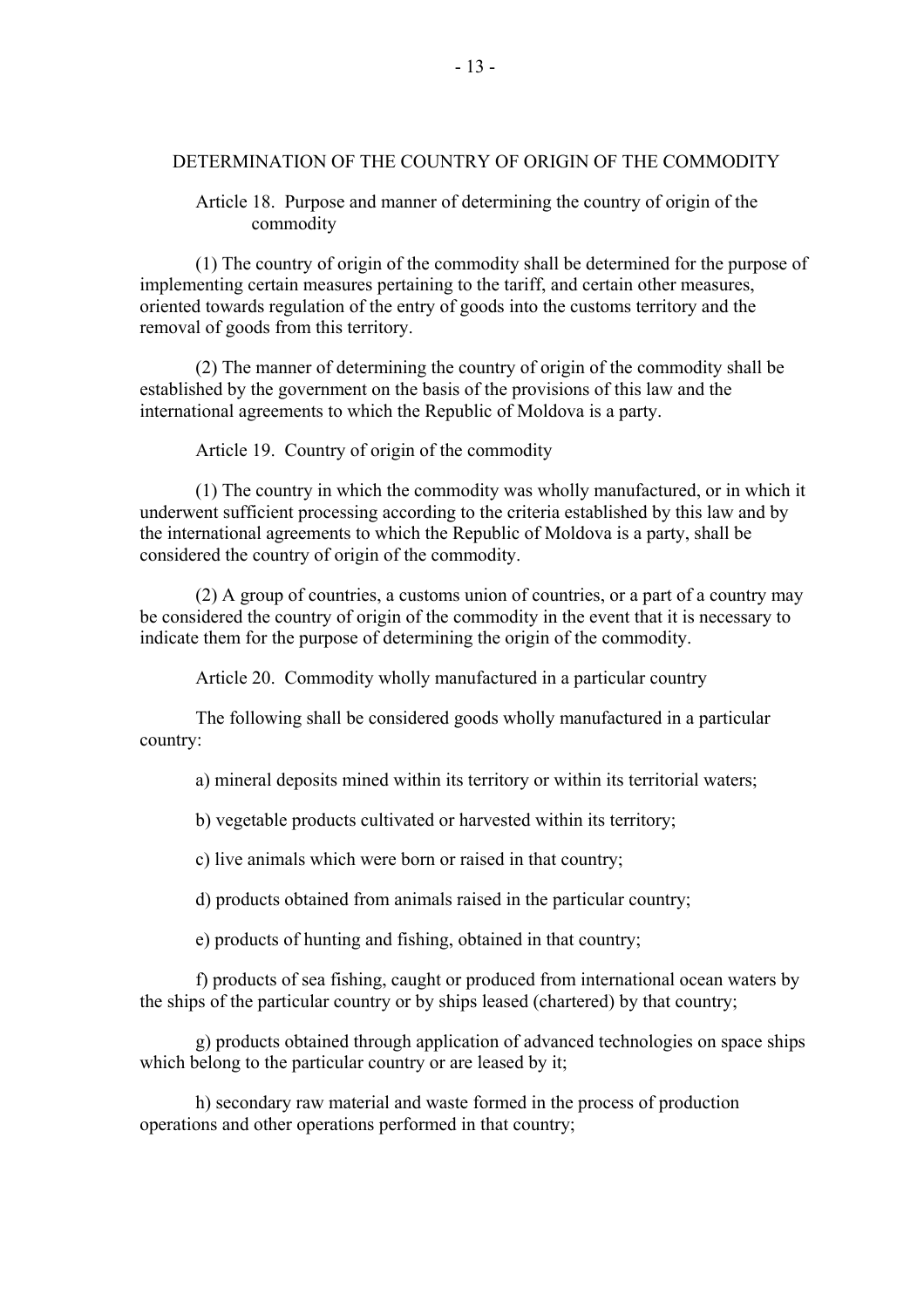## DETERMINATION OF THE COUNTRY OF ORIGIN OF THE COMMODITY

### Article 18. Purpose and manner of determining the country of origin of the commodity

(1) The country of origin of the commodity shall be determined for the purpose of implementing certain measures pertaining to the tariff, and certain other measures, oriented towards regulation of the entry of goods into the customs territory and the removal of goods from this territory.

(2) The manner of determining the country of origin of the commodity shall be established by the government on the basis of the provisions of this law and the international agreements to which the Republic of Moldova is a party.

### Article 19. Country of origin of the commodity

(1) The country in which the commodity was wholly manufactured, or in which it underwent sufficient processing according to the criteria established by this law and by the international agreements to which the Republic of Moldova is a party, shall be considered the country of origin of the commodity.

(2) A group of countries, a customs union of countries, or a part of a country may be considered the country of origin of the commodity in the event that it is necessary to indicate them for the purpose of determining the origin of the commodity.

### Article 20. Commodity wholly manufactured in a particular country

The following shall be considered goods wholly manufactured in a particular country:

a) mineral deposits mined within its territory or within its territorial waters;

b) vegetable products cultivated or harvested within its territory;

c) live animals which were born or raised in that country;

d) products obtained from animals raised in the particular country;

e) products of hunting and fishing, obtained in that country;

f) products of sea fishing, caught or produced from international ocean waters by the ships of the particular country or by ships leased (chartered) by that country;

g) products obtained through application of advanced technologies on space ships which belong to the particular country or are leased by it;

h) secondary raw material and waste formed in the process of production operations and other operations performed in that country;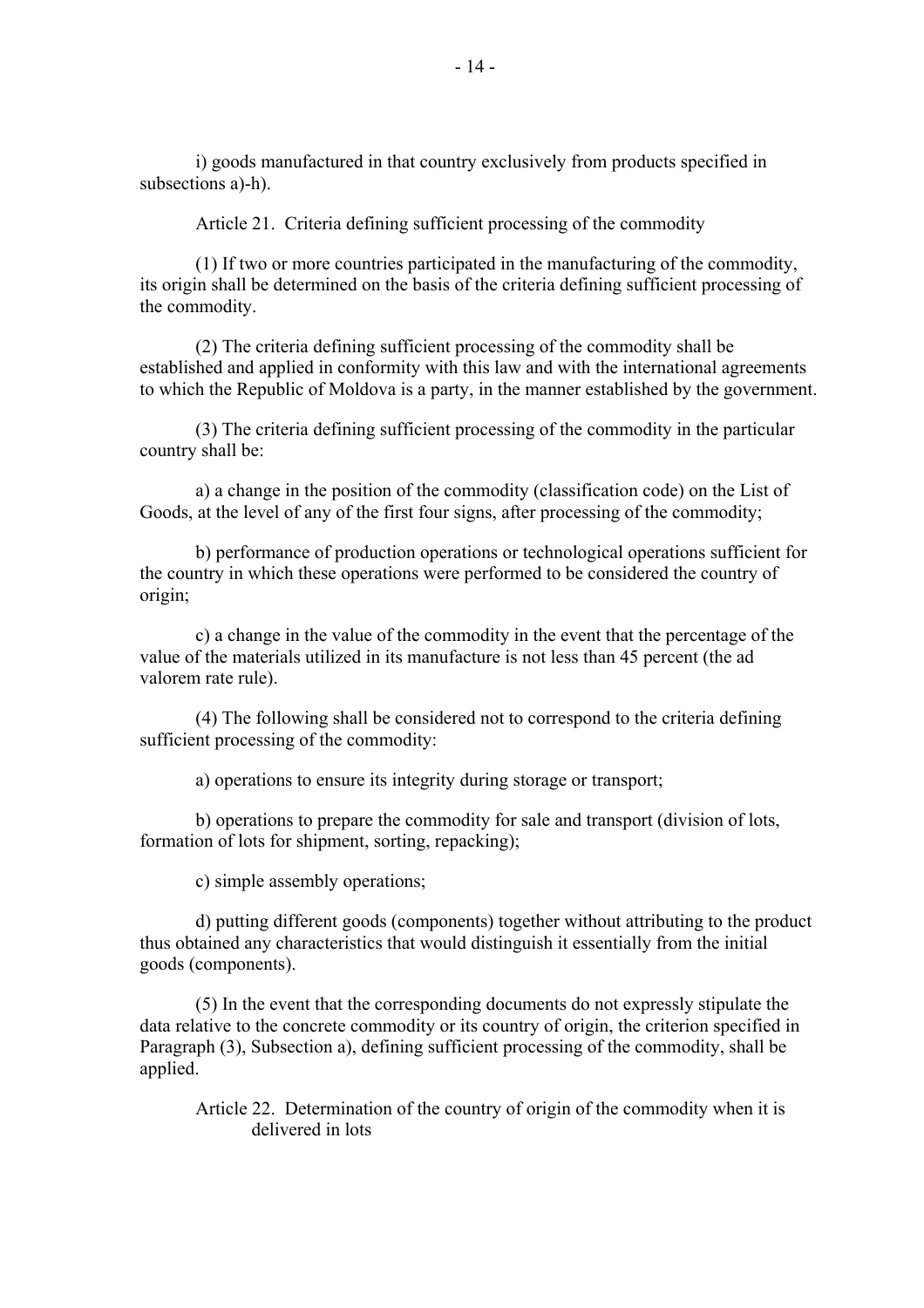i) goods manufactured in that country exclusively from products specified in subsections a)-h).

Article 21. Criteria defining sufficient processing of the commodity

(1) If two or more countries participated in the manufacturing of the commodity, its origin shall be determined on the basis of the criteria defining sufficient processing of the commodity.

(2) The criteria defining sufficient processing of the commodity shall be established and applied in conformity with this law and with the international agreements to which the Republic of Moldova is a party, in the manner established by the government.

(3) The criteria defining sufficient processing of the commodity in the particular country shall be:

a) a change in the position of the commodity (classification code) on the List of Goods, at the level of any of the first four signs, after processing of the commodity;

b) performance of production operations or technological operations sufficient for the country in which these operations were performed to be considered the country of origin;

c) a change in the value of the commodity in the event that the percentage of the value of the materials utilized in its manufacture is not less than 45 percent (the ad valorem rate rule).

(4) The following shall be considered not to correspond to the criteria defining sufficient processing of the commodity:

a) operations to ensure its integrity during storage or transport;

b) operations to prepare the commodity for sale and transport (division of lots, formation of lots for shipment, sorting, repacking);

c) simple assembly operations;

d) putting different goods (components) together without attributing to the product thus obtained any characteristics that would distinguish it essentially from the initial goods (components).

(5) In the event that the corresponding documents do not expressly stipulate the data relative to the concrete commodity or its country of origin, the criterion specified in Paragraph (3), Subsection a), defining sufficient processing of the commodity, shall be applied.

Article 22. Determination of the country of origin of the commodity when it is delivered in lots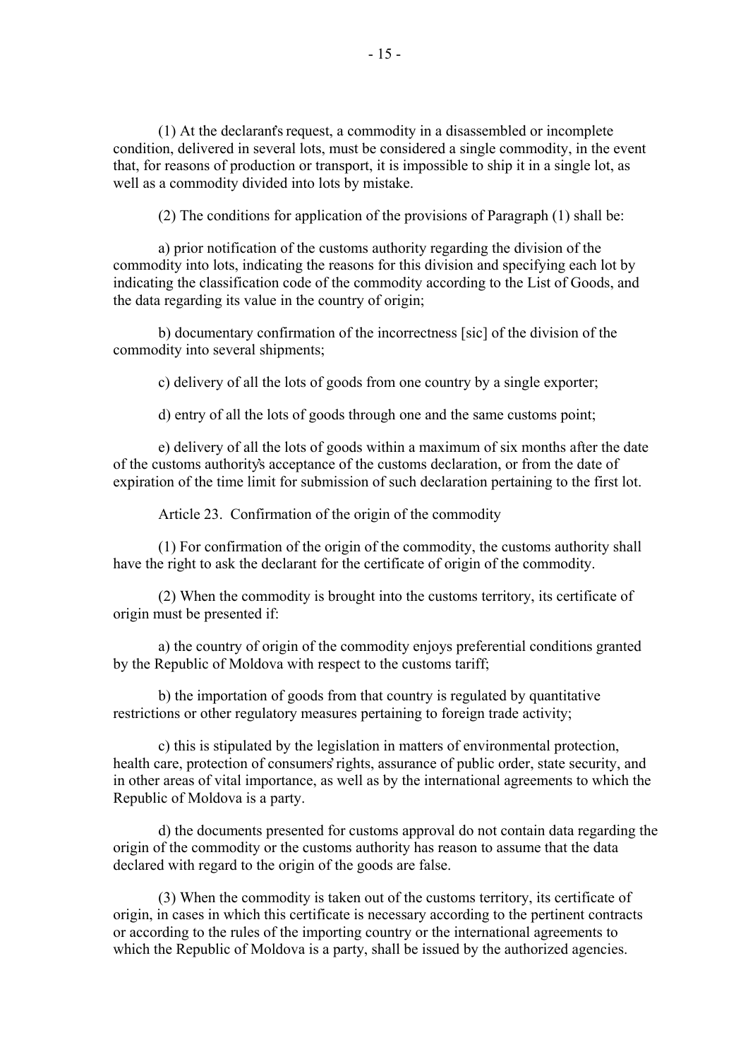(1) At the declarant's request, a commodity in a disassembled or incomplete condition, delivered in several lots, must be considered a single commodity, in the event that, for reasons of production or transport, it is impossible to ship it in a single lot, as well as a commodity divided into lots by mistake.

(2) The conditions for application of the provisions of Paragraph (1) shall be:

a) prior notification of the customs authority regarding the division of the commodity into lots, indicating the reasons for this division and specifying each lot by indicating the classification code of the commodity according to the List of Goods, and the data regarding its value in the country of origin;

b) documentary confirmation of the incorrectness [sic] of the division of the commodity into several shipments;

c) delivery of all the lots of goods from one country by a single exporter;

d) entry of all the lots of goods through one and the same customs point;

e) delivery of all the lots of goods within a maximum of six months after the date of the customs authority's acceptance of the customs declaration, or from the date of expiration of the time limit for submission of such declaration pertaining to the first lot.

Article 23. Confirmation of the origin of the commodity

(1) For confirmation of the origin of the commodity, the customs authority shall have the right to ask the declarant for the certificate of origin of the commodity.

(2) When the commodity is brought into the customs territory, its certificate of origin must be presented if:

a) the country of origin of the commodity enjoys preferential conditions granted by the Republic of Moldova with respect to the customs tariff;

b) the importation of goods from that country is regulated by quantitative restrictions or other regulatory measures pertaining to foreign trade activity;

c) this is stipulated by the legislation in matters of environmental protection, health care, protection of consumers' rights, assurance of public order, state security, and in other areas of vital importance, as well as by the international agreements to which the Republic of Moldova is a party.

d) the documents presented for customs approval do not contain data regarding the origin of the commodity or the customs authority has reason to assume that the data declared with regard to the origin of the goods are false.

(3) When the commodity is taken out of the customs territory, its certificate of origin, in cases in which this certificate is necessary according to the pertinent contracts or according to the rules of the importing country or the international agreements to which the Republic of Moldova is a party, shall be issued by the authorized agencies.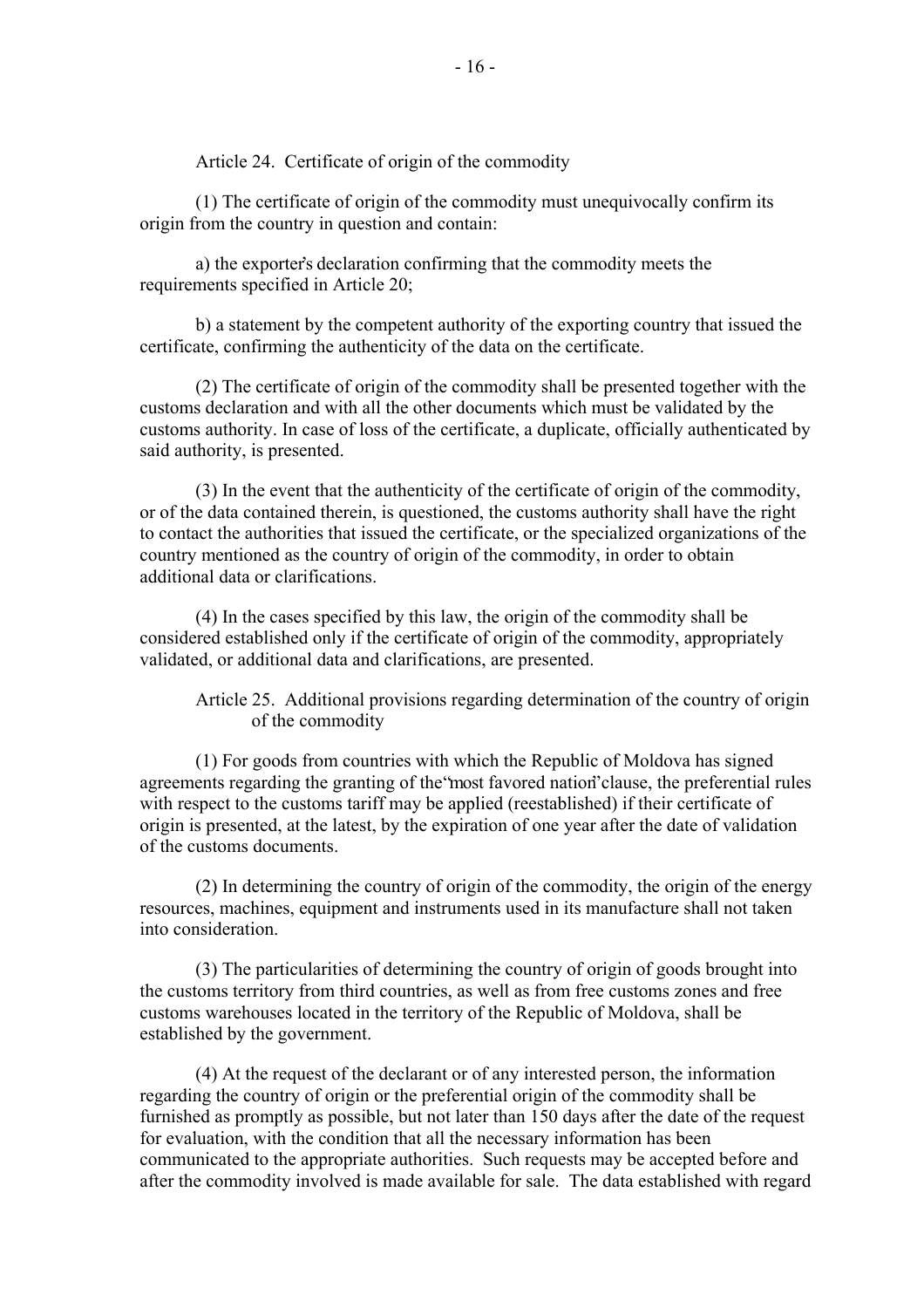Article 24. Certificate of origin of the commodity

(1) The certificate of origin of the commodity must unequivocally confirm its origin from the country in question and contain:

a) the exporter's declaration confirming that the commodity meets the requirements specified in Article 20;

b) a statement by the competent authority of the exporting country that issued the certificate, confirming the authenticity of the data on the certificate.

(2) The certificate of origin of the commodity shall be presented together with the customs declaration and with all the other documents which must be validated by the customs authority. In case of loss of the certificate, a duplicate, officially authenticated by said authority, is presented.

(3) In the event that the authenticity of the certificate of origin of the commodity, or of the data contained therein, is questioned, the customs authority shall have the right to contact the authorities that issued the certificate, or the specialized organizations of the country mentioned as the country of origin of the commodity, in order to obtain additional data or clarifications.

(4) In the cases specified by this law, the origin of the commodity shall be considered established only if the certificate of origin of the commodity, appropriately validated, or additional data and clarifications, are presented.

Article 25. Additional provisions regarding determination of the country of origin of the commodity

(1) For goods from countries with which the Republic of Moldova has signed agreements regarding the granting of the "most favored nation" clause, the preferential rules with respect to the customs tariff may be applied (reestablished) if their certificate of origin is presented, at the latest, by the expiration of one year after the date of validation of the customs documents.

(2) In determining the country of origin of the commodity, the origin of the energy resources, machines, equipment and instruments used in its manufacture shall not taken into consideration.

(3) The particularities of determining the country of origin of goods brought into the customs territory from third countries, as well as from free customs zones and free customs warehouses located in the territory of the Republic of Moldova, shall be established by the government.

(4) At the request of the declarant or of any interested person, the information regarding the country of origin or the preferential origin of the commodity shall be furnished as promptly as possible, but not later than 150 days after the date of the request for evaluation, with the condition that all the necessary information has been communicated to the appropriate authorities. Such requests may be accepted before and after the commodity involved is made available for sale. The data established with regard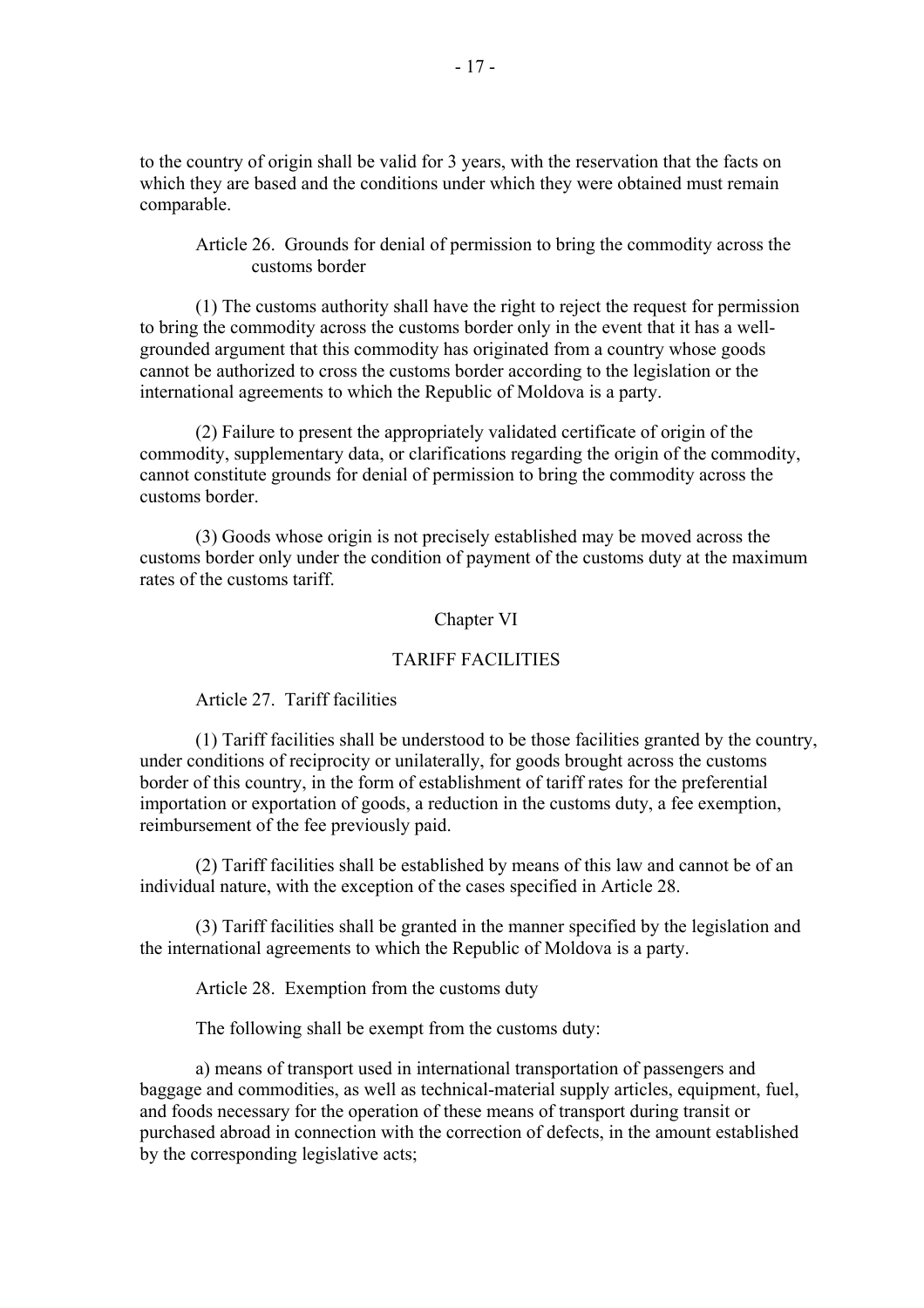to the country of origin shall be valid for 3 years, with the reservation that the facts on which they are based and the conditions under which they were obtained must remain comparable.

Article 26. Grounds for denial of permission to bring the commodity across the customs border

(1) The customs authority shall have the right to reject the request for permission to bring the commodity across the customs border only in the event that it has a well-grounded argument that this commodity has originated from a country whose goods cannot be authorized to cross the customs border according to the legislation or the international agreements to which the Republic of Moldova is a party.

(2) Failure to present the appropriately validated certificate of origin of the commodity, supplementary data, or clarifications regarding the origin of the commodity, cannot constitute grounds for denial of permission to bring the commodity across the customs border.

(3) Goods whose origin is not precisely established may be moved across the customs border only under the condition of payment of the customs duty at the maximum rates of the customs tariff.

## Chapter VI

## TARIFF FACILITIES

Article 27. Tariff facilities

(1) Tariff facilities shall be understood to be those facilities granted by the country, under conditions of reciprocity or unilaterally, for goods brought across the customs border of this country, in the form of establishment of tariff rates for the preferential importation or exportation of goods, a reduction in the customs duty, a fee exemption, reimbursement of the fee previously paid.

(2) Tariff facilities shall be established by means of this law and cannot be of an individual nature, with the exception of the cases specified in Article 28.

(3) Tariff facilities shall be granted in the manner specified by the legislation and the international agreements to which the Republic of Moldova is a party.

Article 28. Exemption from the customs duty

The following shall be exempt from the customs duty:

a) means of transport used in international transportation of passengers and baggage and commodities, as well as technical-material supply articles, equipment, fuel, and foods necessary for the operation of these means of transport during transit or purchased abroad in connection with the correction of defects, in the amount established by the corresponding legislative acts;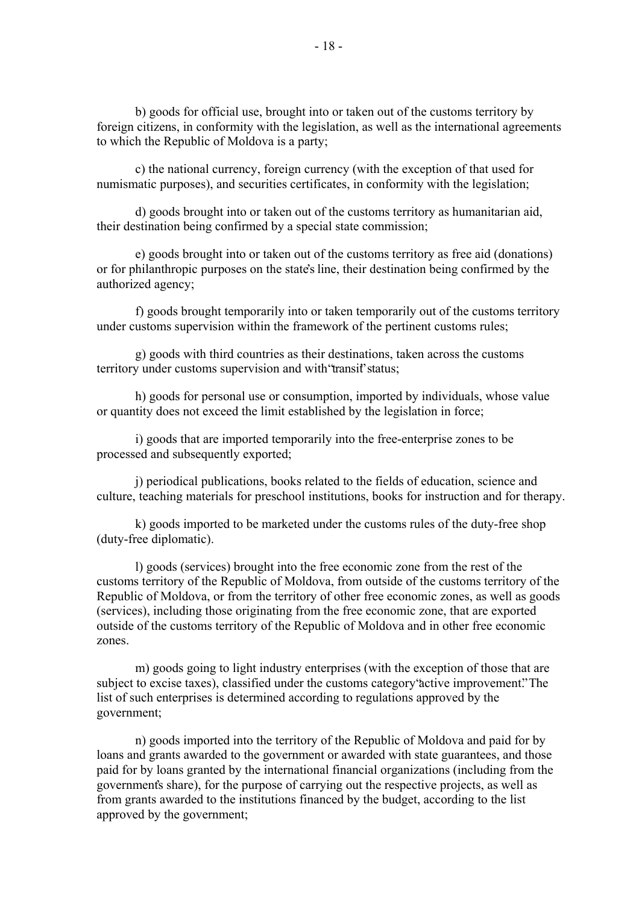b) goods for official use, brought into or taken out of the customs territory by foreign citizens, in conformity with the legislation, as well as the international agreements to which the Republic of Moldova is a party;

c) the national currency, foreign currency (with the exception of that used for numismatic purposes), and securities certificates, in conformity with the legislation;

d) goods brought into or taken out of the customs territory as humanitarian aid, their destination being confirmed by a special state commission;

e) goods brought into or taken out of the customs territory as free aid (donations) or for philanthropic purposes on the state's line, their destination being confirmed by the authorized agency;

f) goods brought temporarily into or taken temporarily out of the customs territory under customs supervision within the framework of the pertinent customs rules;

g) goods with third countries as their destinations, taken across the customs territory under customs supervision and with "transit" status;

h) goods for personal use or consumption, imported by individuals, whose value or quantity does not exceed the limit established by the legislation in force;

i) goods that are imported temporarily into the free-enterprise zones to be processed and subsequently exported;

j) periodical publications, books related to the fields of education, science and culture, teaching materials for preschool institutions, books for instruction and for therapy.

k) goods imported to be marketed under the customs rules of the duty-free shop (duty-free diplomatic).

l) goods (services) brought into the free economic zone from the rest of the customs territory of the Republic of Moldova, from outside of the customs territory of the Republic of Moldova, or from the territory of other free economic zones, as well as goods (services), including those originating from the free economic zone, that are exported outside of the customs territory of the Republic of Moldova and in other free economic zones.

m) goods going to light industry enterprises (with the exception of those that are subject to excise taxes), classified under the customs category "active improvement." The list of such enterprises is determined according to regulations approved by the government;

n) goods imported into the territory of the Republic of Moldova and paid for by loans and grants awarded to the government or awarded with state guarantees, and those paid for by loans granted by the international financial organizations (including from the government's share), for the purpose of carrying out the respective projects, as well as from grants awarded to the institutions financed by the budget, according to the list approved by the government;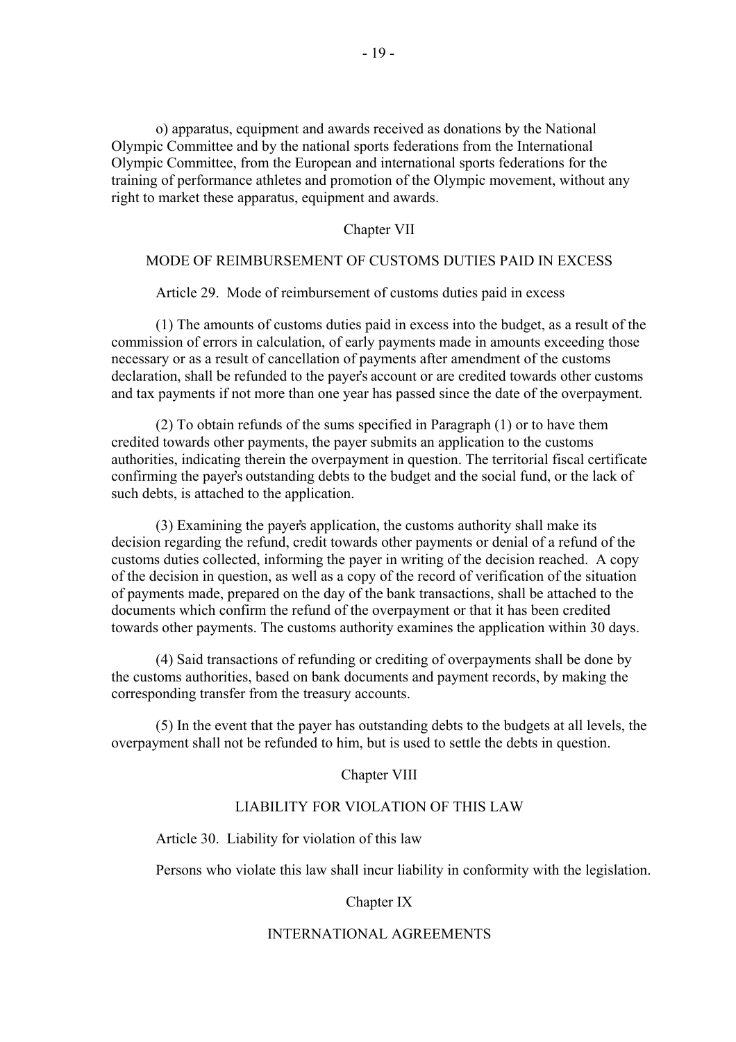o) apparatus, equipment and awards received as donations by the National Olympic Committee and by the national sports federations from the International Olympic Committee, from the European and international sports federations for the training of performance athletes and promotion of the Olympic movement, without any right to market these apparatus, equipment and awards.

## Chapter VII

## MODE OF REIMBURSEMENT OF CUSTOMS DUTIES PAID IN EXCESS

### Article 29. Mode of reimbursement of customs duties paid in excess

(1) The amounts of customs duties paid in excess into the budget, as a result of the commission of errors in calculation, of early payments made in amounts exceeding those necessary or as a result of cancellation of payments after amendment of the customs declaration, shall be refunded to the payer's account or are credited towards other customs and tax payments if not more than one year has passed since the date of the overpayment.

(2) To obtain refunds of the sums specified in Paragraph (1) or to have them credited towards other payments, the payer submits an application to the customs authorities, indicating therein the overpayment in question. The territorial fiscal certificate confirming the payer's outstanding debts to the budget and the social fund, or the lack of such debts, is attached to the application.

(3) Examining the payer's application, the customs authority shall make its decision regarding the refund, credit towards other payments or denial of a refund of the customs duties collected, informing the payer in writing of the decision reached. A copy of the decision in question, as well as a copy of the record of verification of the situation of payments made, prepared on the day of the bank transactions, shall be attached to the documents which confirm the refund of the overpayment or that it has been credited towards other payments. The customs authority examines the application within 30 days.

(4) Said transactions of refunding or crediting of overpayments shall be done by the customs authorities, based on bank documents and payment records, by making the corresponding transfer from the treasury accounts.

(5) In the event that the payer has outstanding debts to the budgets at all levels, the overpayment shall not be refunded to him, but is used to settle the debts in question.

## Chapter VIII

## LIABILITY FOR VIOLATION OF THIS LAW

### Article 30. Liability for violation of this law

Persons who violate this law shall incur liability in conformity with the legislation.

## Chapter IX

## INTERNATIONAL AGREEMENTS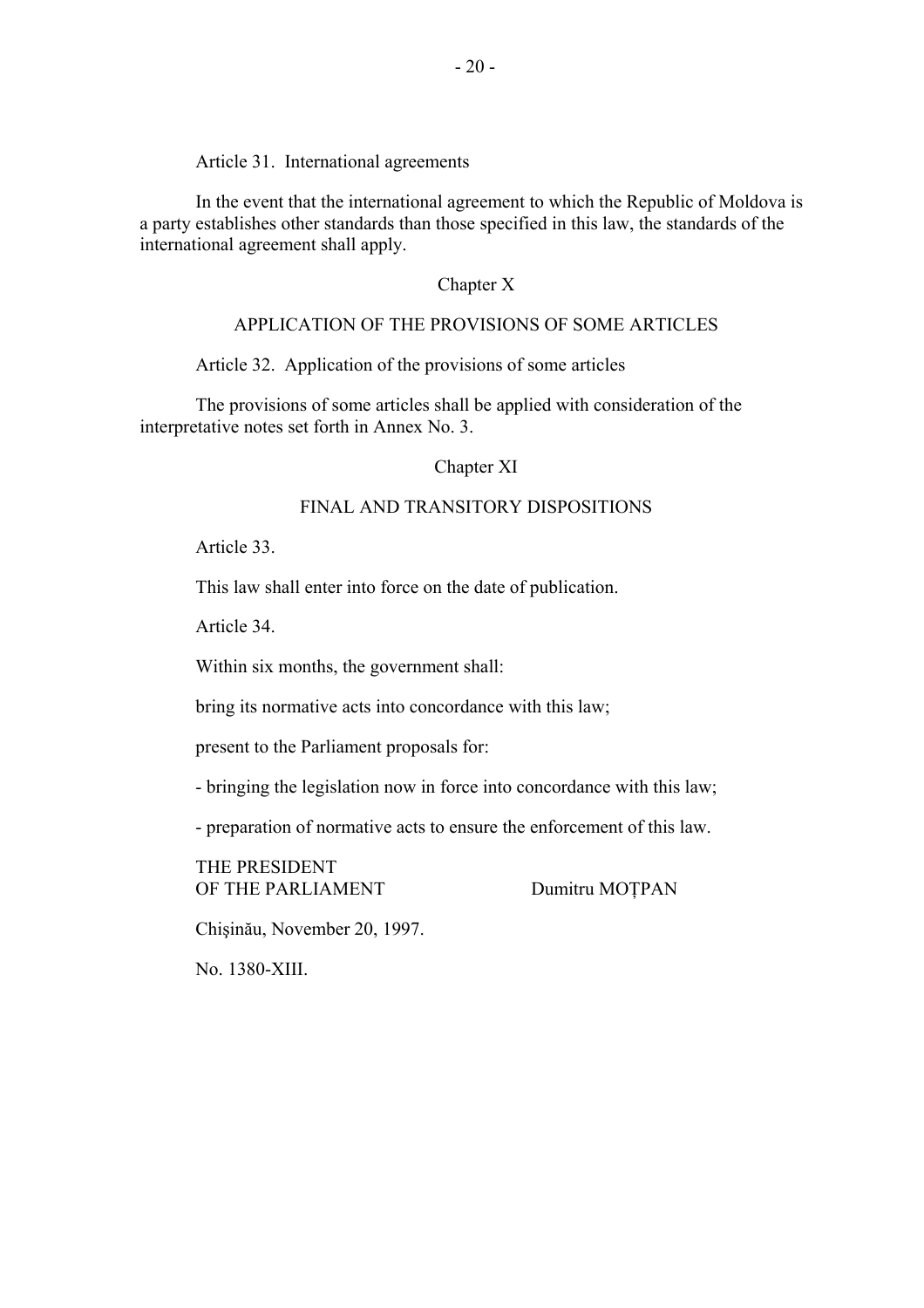Article 31. International agreements

In the event that the international agreement to which the Republic of Moldova is a party establishes other standards than those specified in this law, the standards of the international agreement shall apply.

## Chapter X

## APPLICATION OF THE PROVISIONS OF SOME ARTICLES

Article 32. Application of the provisions of some articles

The provisions of some articles shall be applied with consideration of the interpretative notes set forth in Annex No. 3.

## Chapter XI

## FINAL AND TRANSITORY DISPOSITIONS

Article 33.

This law shall enter into force on the date of publication.

Article 34.

Within six months, the government shall:

bring its normative acts into concordance with this law;

present to the Parliament proposals for:

- bringing the legislation now in force into concordance with this law;
- preparation of normative acts to ensure the enforcement of this law.

THE PRESIDENT
OF THE PARLIAMENT Dumitru MOȚPAN

Chişinău, November 20, 1997.

No. 1380-XIII.